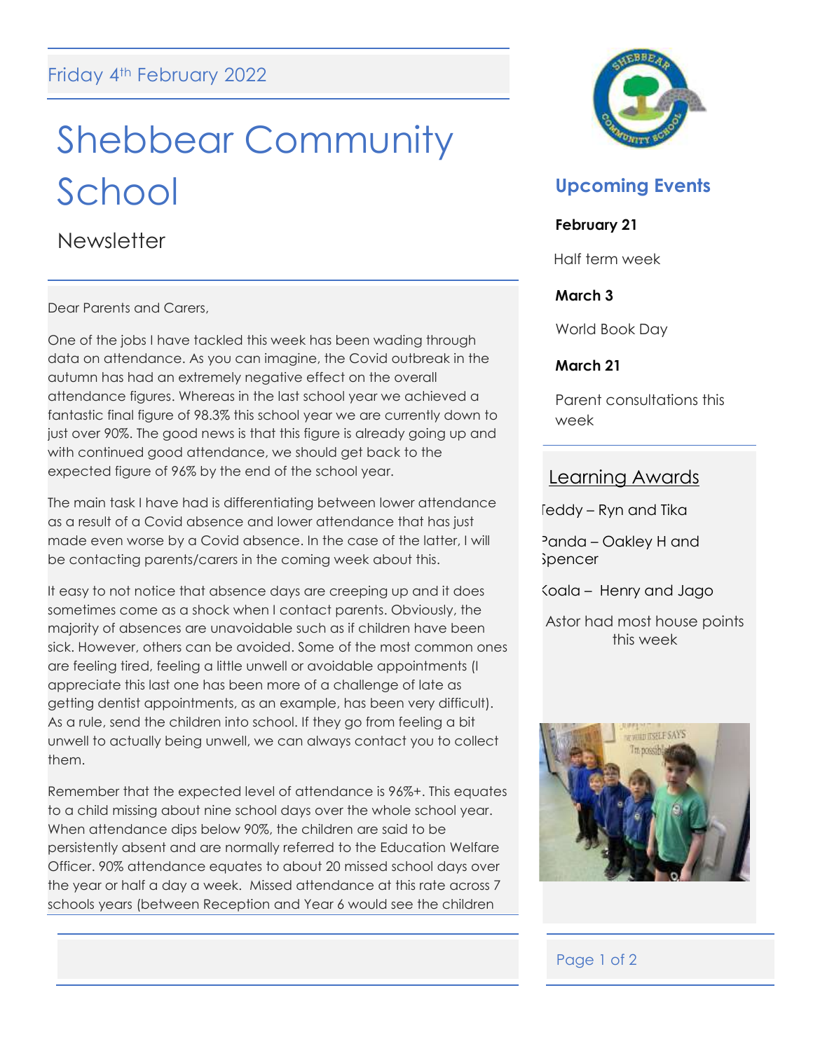Friday 4th February 2022

# Shebbear Community School

## Newsletter

Dear Parents and Carers,

One of the jobs I have tackled this week has been wading through data on attendance. As you can imagine, the Covid outbreak in the autumn has had an extremely negative effect on the overall attendance figures. Whereas in the last school year we achieved a fantastic final figure of 98.3% this school year we are currently down to just over 90%. The good news is that this figure is already going up and with continued good attendance, we should get back to the expected figure of 96% by the end of the school year.

The main task I have had is differentiating between lower attendance as a result of a Covid absence and lower attendance that has just made even worse by a Covid absence. In the case of the latter, I will be contacting parents/carers in the coming week about this.

It easy to not notice that absence days are creeping up and it does sometimes come as a shock when I contact parents. Obviously, the majority of absences are unavoidable such as if children have been sick. However, others can be avoided. Some of the most common ones are feeling tired, feeling a little unwell or avoidable appointments (I appreciate this last one has been more of a challenge of late as getting dentist appointments, as an example, has been very difficult). As a rule, send the children into school. If they go from feeling a bit unwell to actually being unwell, we can always contact you to collect them.

Remember that the expected level of attendance is 96%+. This equates to a child missing about nine school days over the whole school year. When attendance dips below 90%, the children are said to be persistently absent and are normally referred to the Education Welfare Officer. 90% attendance equates to about 20 missed school days over the year or half a day a week. Missed attendance at this rate across 7 schools years (between Reception and Year 6 would see the children

## Upcoming Events

**February 21**

Half term week

**March 3**

World Book Day

**March 21**

Parent consultations this week

## Learning Awards

Teddy – Ryn and Tika

Panda – Oakley H and Spencer

Koala – Henry and Jago

Astor had most house points this week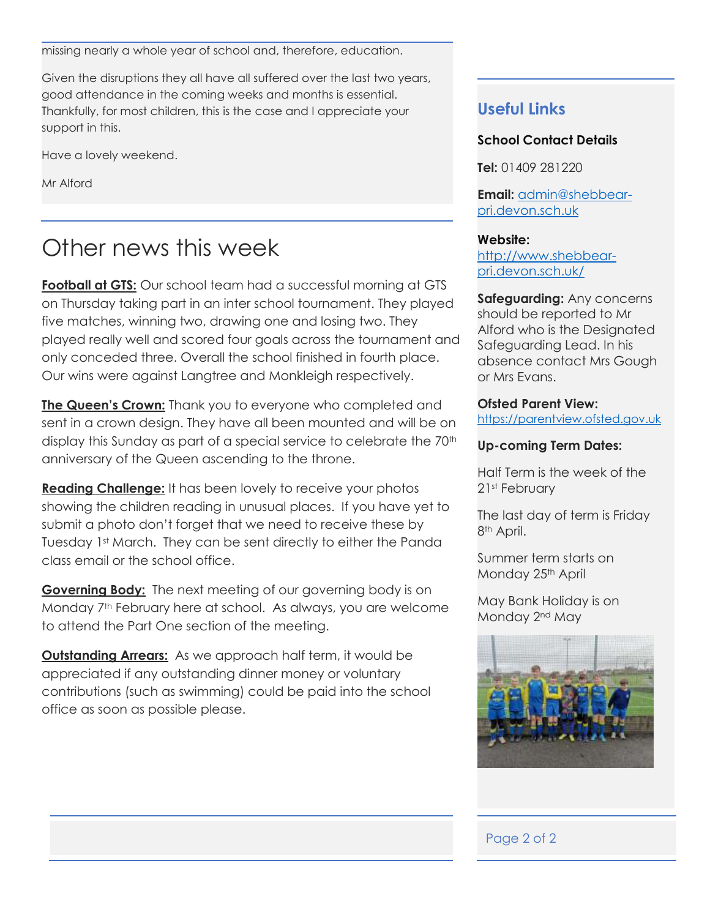missing nearly a whole year of school and, therefore, education.

Given the disruptions they all have all suffered over the last two years, good attendance in the coming weeks and months is essential. Thankfully, for most children, this is the case and I appreciate your support in this.

Have a lovely weekend.

Mr Alford

# Other news this week

**Football at GTS:** Our school team had a successful morning at GTS on Thursday taking part in an inter school tournament. They played five matches, winning two, drawing one and losing two. They played really well and scored four goals across the tournament and only conceded three. Overall the school finished in fourth place. Our wins were against Langtree and Monkleigh respectively.

**The Queen's Crown:** Thank you to everyone who completed and sent in a crown design. They have all been mounted and will be on display this Sunday as part of a special service to celebrate the 70th anniversary of the Queen ascending to the throne.

**Reading Challenge:** It has been lovely to receive your photos showing the children reading in unusual places. If you have yet to submit a photo don't forget that we need to receive these by Tuesday 1st March. They can be sent directly to either the Panda class email or the school office.

**Governing Body:** The next meeting of our governing body is on Monday 7th February here at school. As always, you are welcome to attend the Part One section of the meeting.

**Outstanding Arrears:** As we approach half term, it would be appreciated if any outstanding dinner money or voluntary contributions (such as swimming) could be paid into the school office as soon as possible please.

## Useful Links

**School Contact Details**

**Tel:** 01409 281220

**Email:** admin@shebbear-pri.devon.sch.uk

**Website:** http://www.shebbear-pri.devon.sch.uk/

**Safeguarding:** Any concerns should be reported to Mr Alford who is the Designated Safeguarding Lead. In his absence contact Mrs Gough or Mrs Evans.

**Ofsted Parent View:** https://parentview.ofsted.gov.uk

**Up-coming Term Dates:**

Half Term is the week of the 21st February

The last day of term is Friday 8th April.

Summer term starts on Monday 25th April

May Bank Holiday is on Monday 2nd May